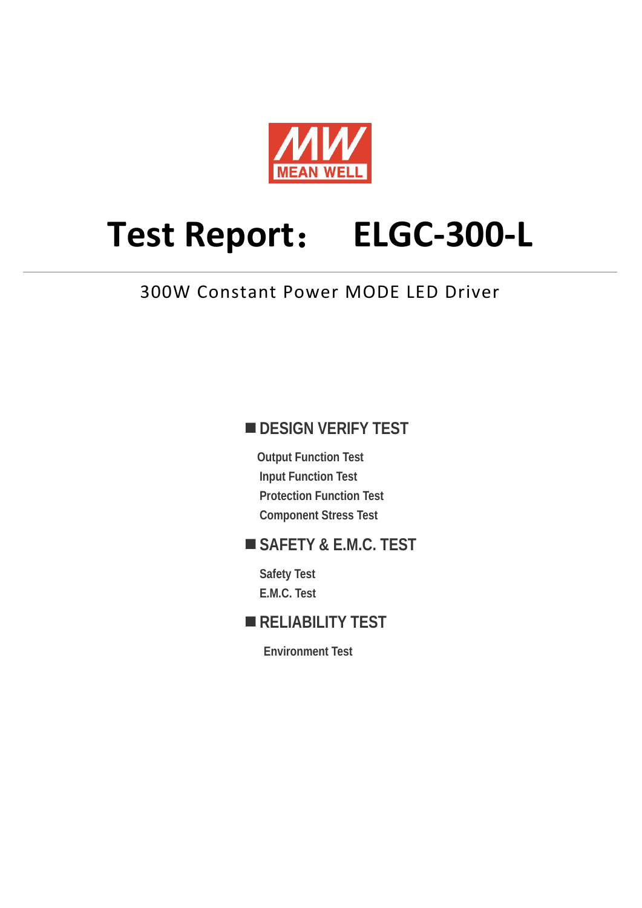MEAN WELL

# Test Report： ELGC-300-L

300W Constant Power MODE LED Driver

## ■ DESIGN VERIFY TEST

- Output Function Test
- Input Function Test
- Protection Function Test
- Component Stress Test

## ■ SAFETY & E.M.C. TEST

- Safety Test
- E.M.C. Test

## ■ RELIABILITY TEST

- Environment Test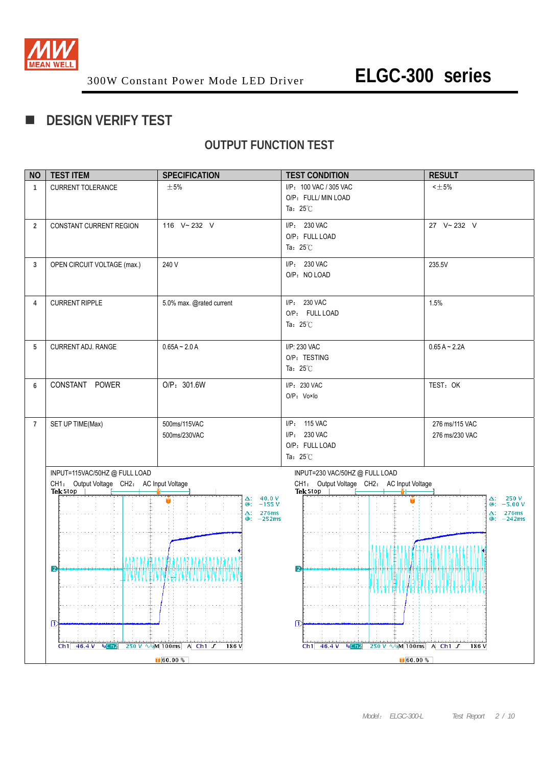# DESIGN VERIFY TEST

## OUTPUT FUNCTION TEST

| NO | TEST ITEM | SPECIFICATION | TEST CONDITION | RESULT |
|---|---|---|---|---|
| 1 | CURRENT TOLERANCE | ±5% | I/P：100 VAC / 305 VAC<br>O/P：FULL/ MIN LOAD<br>Ta：25℃ | <±5% |
| 2 | CONSTANT CURRENT REGION | 116 V~ 232 V | I/P： 230 VAC<br>O/P：FULL LOAD<br>Ta：25℃ | 27 V~ 232 V |
| 3 | OPEN CIRCUIT VOLTAGE (max.) | 240 V | I/P： 230 VAC<br>O/P：NO LOAD | 235.5V |
| 4 | CURRENT RIPPLE | 5.0% max. @rated current | I/P： 230 VAC<br>O/P： FULL LOAD<br>Ta：25℃ | 1.5% |
| 5 | CURRENT ADJ. RANGE | 0.65A ~ 2.0 A | I/P: 230 VAC<br>O/P：TESTING<br>Ta：25℃ | 0.65 A ~ 2.2A |
| 6 | CONSTANT POWER | O/P：301.6W | I/P：230 VAC<br>O/P：Vo×Io | TEST：OK |
| 7 | SET UP TIME(Max) | 500ms/115VAC<br>500ms/230VAC | I/P： 115 VAC<br>I/P： 230 VAC<br>O/P：FULL LOAD<br>Ta：25℃ | 276 ms/115 VAC<br>276 ms/230 VAC |

INPUT=115VAC/50HZ @ FULL LOAD

CH1： Output Voltage CH2： AC Input Voltage

INPUT=230 VAC/50HZ @ FULL LOAD

CH1： Output Voltage CH2： AC Input Voltage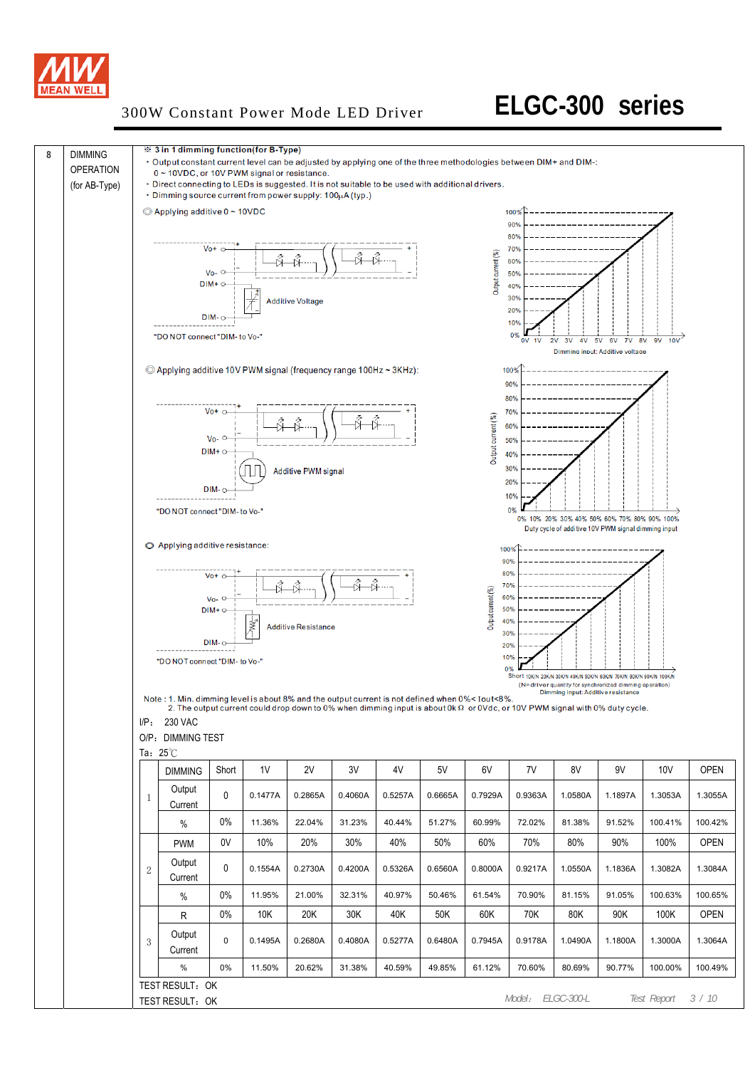# ELGC-300 series

300W Constant Power Mode LED Driver

**8 DIMMING OPERATION (for AB-Type)**

※ **3 in 1 dimming function(for B-Type)**

- Output constant current level can be adjusted by applying one of the three methodologies between DIM+ and DIM-: 0 ~ 10VDC, or 10V PWM signal or resistance.
- Direct connecting to LEDs is suggested. It is not suitable to be used with additional drivers.
- Dimming source current from power supply: 100μA (typ.)

◎ Applying additive 0 ~ 10VDC

Vo+, Vo-, DIM+, DIM-, Additive Voltage

"DO NOT connect "DIM- to Vo-"

Output current (%) vs. Dimming input: Additive voltage (0V, 1V, 2V, 3V, 4V, 5V, 6V, 7V, 8V, 9V, 10V)

◎ Applying additive 10V PWM signal (frequency range 100Hz ~ 3KHz):

Vo+, Vo-, DIM+, DIM-, Additive PWM signal

"DO NOT connect "DIM- to Vo-"

Output current (%) vs. Duty cycle of additive 10V PWM signal dimming input (0%, 10%, 20%, 30%, 40%, 50%, 60%, 70%, 80%, 90%, 100%)

◎ Applying additive resistance:

Vo+, Vo-, DIM+, DIM-, Additive Resistance

"DO NOT connect "DIM- to Vo-"

Output current (%) vs. Dimming input: Additive resistance (Short, 10K/N, 20K/N, 30K/N, 40K/N, 50K/N, 60K/N, 70K/N, 80K/N, 90K/N, 100K/N)
(N= driver quantity for synchronized dimming operation)

Note : 1. Min. dimming level is about 8% and the output current is not defined when 0%< Iout<8%.
2. The output current could drop down to 0% when dimming input is about 0kΩ or 0Vdc, or 10V PWM signal with 0% duty cycle.

I/P: 230 VAC

O/P: DIMMING TEST

Ta: 25℃

| | DIMMING | Short | 1V | 2V | 3V | 4V | 5V | 6V | 7V | 8V | 9V | 10V | OPEN |
|---|---|---|---|---|---|---|---|---|---|---|---|---|---|
| 1 | Output Current | 0 | 0.1477A | 0.2865A | 0.4060A | 0.5257A | 0.6665A | 0.7929A | 0.9363A | 1.0580A | 1.1897A | 1.3053A | 1.3055A |
| | % | 0% | 11.36% | 22.04% | 31.23% | 40.44% | 51.27% | 60.99% | 72.02% | 81.38% | 91.52% | 100.41% | 100.42% |
| | PWM | 0V | 10% | 20% | 30% | 40% | 50% | 60% | 70% | 80% | 90% | 100% | OPEN |
| 2 | Output Current | 0 | 0.1554A | 0.2730A | 0.4200A | 0.5326A | 0.6560A | 0.8000A | 0.9217A | 1.0550A | 1.1836A | 1.3082A | 1.3084A |
| | % | 0% | 11.95% | 21.00% | 32.31% | 40.97% | 50.46% | 61.54% | 70.90% | 81.15% | 91.05% | 100.63% | 100.65% |
| | R | 0% | 10K | 20K | 30K | 40K | 50K | 60K | 70K | 80K | 90K | 100K | OPEN |
| 3 | Output Current | 0 | 0.1495A | 0.2680A | 0.4080A | 0.5277A | 0.6480A | 0.7945A | 0.9178A | 1.0490A | 1.1800A | 1.3000A | 1.3064A |
| | % | 0% | 11.50% | 20.62% | 31.38% | 40.59% | 49.85% | 61.12% | 70.60% | 80.69% | 90.77% | 100.00% | 100.49% |

TEST RESULT: OK

TEST RESULT: OK

Model: ELGC-300-L Test Report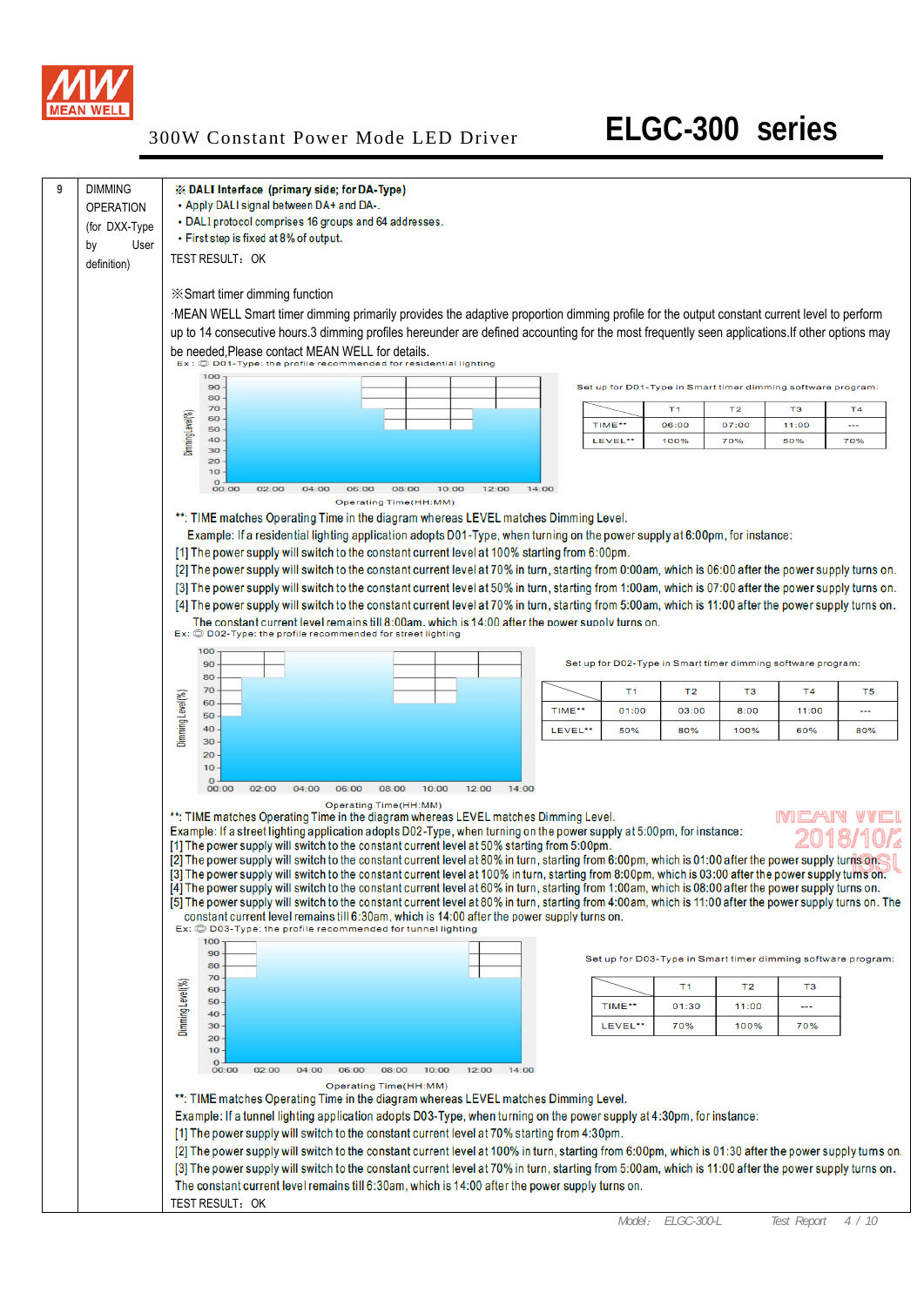| 9 | DIMMING OPERATION (for DXX-Type by User definition) | ※ **DALI Interface (primary side; for DA-Type)**<br>• Apply DALI signal between DA+ and DA-.<br>• DALI protocol comprises 16 groups and 64 addresses.<br>• First step is fixed at 8% of output.<br>TEST RESULT：OK |
|---|---|---|

※Smart timer dimming function

·MEAN WELL Smart timer dimming primarily provides the adaptive proportion dimming profile for the output constant current level to perform up to 14 consecutive hours.3 dimming profiles hereunder are defined accounting for the most frequently seen applications.If other options may be needed,Please contact MEAN WELL for details.

Ex：◎ D01-Type: the profile recommended for residential lighting

Set up for D01-Type in Smart timer dimming software program:

| | T1 | T2 | T3 | T4 |
|---|---|---|---|---|
| TIME** | 06:00 | 07:00 | 11:00 | --- |
| LEVEL** | 100% | 70% | 50% | 70% |

**: TIME matches Operating Time in the diagram whereas LEVEL matches Dimming Level.

Example: If a residential lighting application adopts D01-Type, when turning on the power supply at 6:00pm, for instance:

[1] The power supply will switch to the constant current level at 100% starting from 6:00pm.
[2] The power supply will switch to the constant current level at 70% in turn, starting from 0:00am, which is 06:00 after the power supply turns on.
[3] The power supply will switch to the constant current level at 50% in turn, starting from 1:00am, which is 07:00 after the power supply turns on.
[4] The power supply will switch to the constant current level at 70% in turn, starting from 5:00am, which is 11:00 after the power supply turns on.
The constant current level remains till 8:00am, which is 14:00 after the power supply turns on.

Ex：◎ D02-Type: the profile recommended for street lighting

Set up for D02-Type in Smart timer dimming software program:

| | T1 | T2 | T3 | T4 | T5 |
|---|---|---|---|---|---|
| TIME** | 01:00 | 03:00 | 8:00 | 11:00 | --- |
| LEVEL** | 50% | 80% | 100% | 60% | 80% |

**: TIME matches Operating Time in the diagram whereas LEVEL matches Dimming Level.

Example: If a street lighting application adopts D02-Type, when turning on the power supply at 5:00pm, for instance:

[1] The power supply will switch to the constant current level at 50% starting from 5:00pm.
[2] The power supply will switch to the constant current level at 80% in turn, starting from 6:00pm, which is 01:00 after the power supply turns on.
[3] The power supply will switch to the constant current level at 100% in turn, starting from 8:00pm, which is 03:00 after the power supply turns on.
[4] The power supply will switch to the constant current level at 60% in turn, starting from 1:00am, which is 08:00 after the power supply turns on.
[5] The power supply will switch to the constant current level at 80% in turn, starting from 4:00am, which is 11:00 after the power supply turns on. The constant current level remains till 6:30am, which is 14:00 after the power supply turns on.

Ex：◎ D03-Type: the profile recommended for tunnel lighting

Set up for D03-Type in Smart timer dimming software program:

| | T1 | T2 | T3 |
|---|---|---|---|
| TIME** | 01:30 | 11:00 | --- |
| LEVEL** | 70% | 100% | 70% |

**: TIME matches Operating Time in the diagram whereas LEVEL matches Dimming Level.

Example: If a tunnel lighting application adopts D03-Type, when turning on the power supply at 4:30pm, for instance:

[1] The power supply will switch to the constant current level at 70% starting from 4:30pm.
[2] The power supply will switch to the constant current level at 100% in turn, starting from 6:00pm, which is 01:30 after the power supply turns on.
[3] The power supply will switch to the constant current level at 70% in turn, starting from 5:00am, which is 11:00 after the power supply turns on.
The constant current level remains till 6:30am, which is 14:00 after the power supply turns on.

TEST RESULT：OK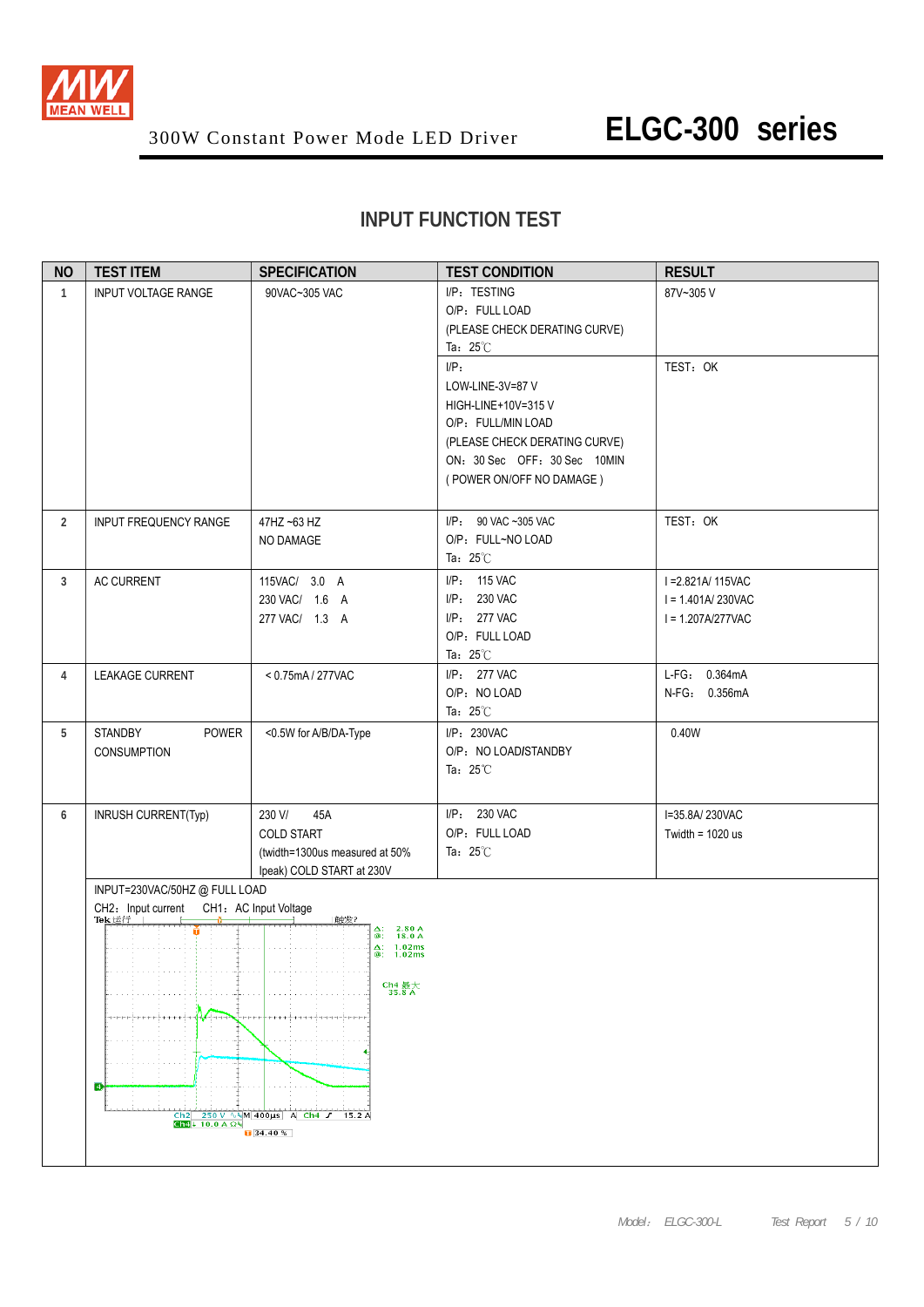# 300W Constant Power Mode LED Driver — ELGC-300 series

## INPUT FUNCTION TEST

| NO | TEST ITEM | SPECIFICATION | TEST CONDITION | RESULT |
|---|---|---|---|---|
| 1 | INPUT VOLTAGE RANGE | 90VAC~305 VAC | I/P：TESTING<br>O/P：FULL LOAD<br>(PLEASE CHECK DERATING CURVE)<br>Ta：25℃ | 87V~305 V |
| | | | I/P：<br>LOW-LINE-3V=87 V<br>HIGH-LINE+10V=315 V<br>O/P：FULL/MIN LOAD<br>(PLEASE CHECK DERATING CURVE)<br>ON：30 Sec OFF：30 Sec 10MIN<br>( POWER ON/OFF NO DAMAGE ) | TEST：OK |
| 2 | INPUT FREQUENCY RANGE | 47HZ ~63 HZ<br>NO DAMAGE | I/P： 90 VAC ~305 VAC<br>O/P：FULL~NO LOAD<br>Ta：25℃ | TEST：OK |
| 3 | AC CURRENT | 115VAC/ 3.0 A<br>230 VAC/ 1.6 A<br>277 VAC/ 1.3 A | I/P： 115 VAC<br>I/P： 230 VAC<br>I/P： 277 VAC<br>O/P：FULL LOAD<br>Ta：25℃ | I =2.821A/ 115VAC<br>I = 1.401A/ 230VAC<br>I = 1.207A/277VAC |
| 4 | LEAKAGE CURRENT | < 0.75mA / 277VAC | I/P： 277 VAC<br>O/P：NO LOAD<br>Ta：25℃ | L-FG： 0.364mA<br>N-FG： 0.356mA |
| 5 | STANDBY POWER CONSUMPTION | <0.5W for A/B/DA-Type | I/P：230VAC<br>O/P：NO LOAD/STANDBY<br>Ta：25℃ | 0.40W |
| 6 | INRUSH CURRENT(Typ) | 230 V/ 45A<br>COLD START<br>(twidth=1300us measured at 50% Ipeak) COLD START at 230V | I/P： 230 VAC<br>O/P：FULL LOAD<br>Ta：25℃ | I=35.8A/ 230VAC<br>Twidth = 1020 us |

INPUT=230VAC/50HZ @ FULL LOAD

CH2：Input current CH1：AC Input Voltage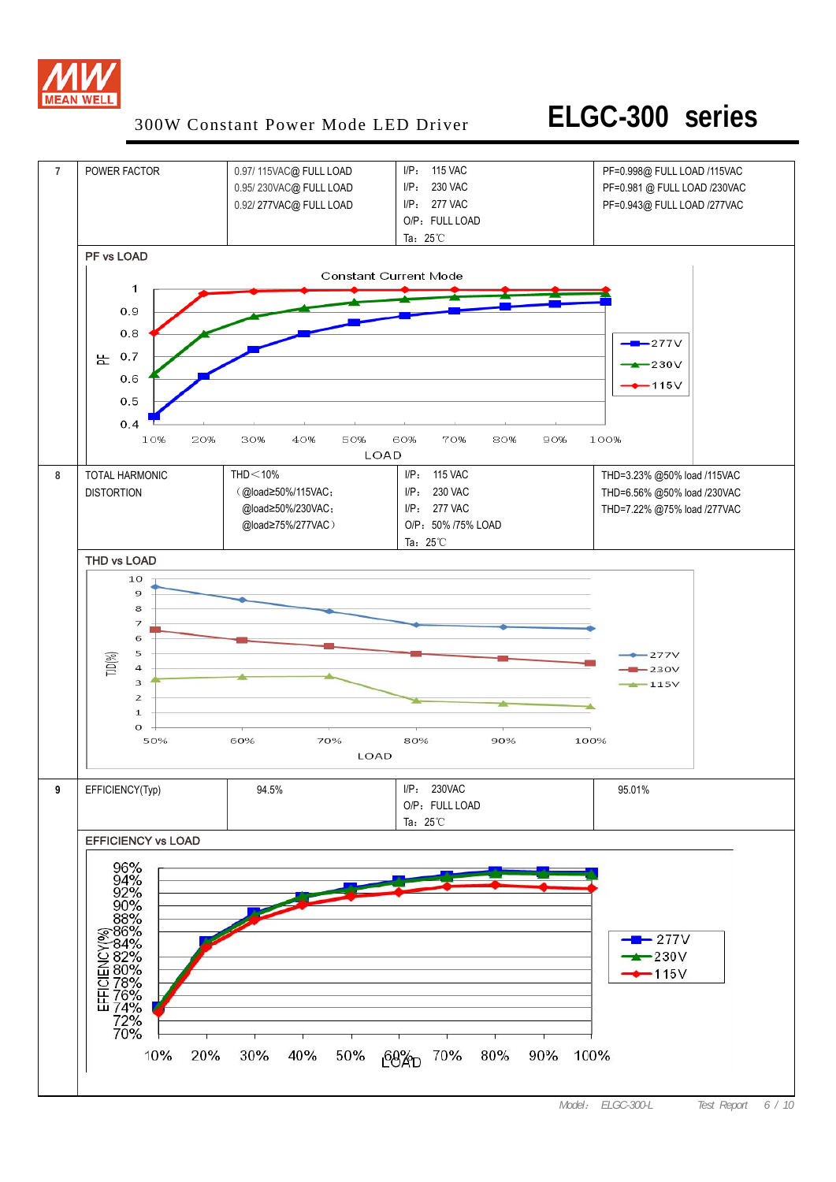# ELGC-300 series

300W Constant Power Mode LED Driver

| 7 | POWER FACTOR | 0.97/ 115VAC@ FULL LOAD<br>0.95/ 230VAC@ FULL LOAD<br>0.92/ 277VAC@ FULL LOAD | I/P: 115 VAC<br>I/P: 230 VAC<br>I/P: 277 VAC<br>O/P: FULL LOAD<br>Ta: 25℃ | PF=0.998@ FULL LOAD /115VAC<br>PF=0.981 @ FULL LOAD /230VAC<br>PF=0.943@ FULL LOAD /277VAC |
|---|---|---|---|---|

PF vs LOAD

Constant Current Mode

(Chart: PF vs LOAD for 277V, 230V, 115V; X axis LOAD 10%–100%; Y axis PF 0.4–1)

| 8 | TOTAL HARMONIC DISTORTION | THD<10%<br>(@load≥50%/115VAC;<br>@load≥50%/230VAC;<br>@load≥75%/277VAC) | I/P: 115 VAC<br>I/P: 230 VAC<br>I/P: 277 VAC<br>O/P: 50% /75% LOAD<br>Ta: 25℃ | THD=3.23% @50% load /115VAC<br>THD=6.56% @50% load /230VAC<br>THD=7.22% @75% load /277VAC |
|---|---|---|---|---|

THD vs LOAD

(Chart: THD (%) vs LOAD for 277V, 230V, 115V; X axis LOAD 50%–100%; Y axis 0–10)

| 9 | EFFICIENCY(Typ) | 94.5% | I/P: 230VAC<br>O/P: FULL LOAD<br>Ta: 25℃ | 95.01% |
|---|---|---|---|---|

EFFICIENCY vs LOAD

(Chart: EFFICIENCY(%) vs LOAD for 277V, 230V, 115V; X axis LOAD 10%–100%; Y axis 70%–96%)

Model: ELGC-300-L Test Report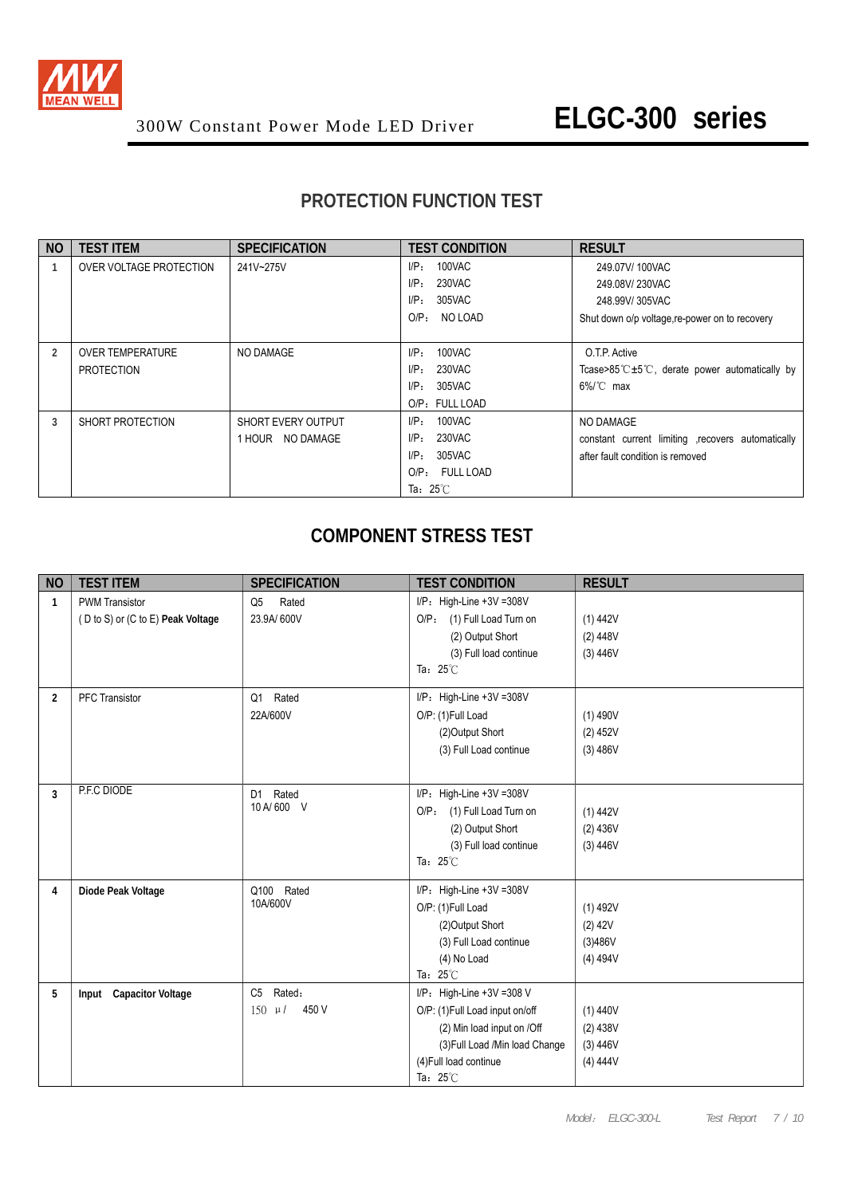# 300W Constant Power Mode LED Driver — ELGC-300 series

## PROTECTION FUNCTION TEST

| NO | TEST ITEM | SPECIFICATION | TEST CONDITION | RESULT |
|---|---|---|---|---|
| 1 | OVER VOLTAGE PROTECTION | 241V~275V | I/P: 100VAC<br>I/P: 230VAC<br>I/P: 305VAC<br>O/P: NO LOAD | 249.07V/ 100VAC<br>249.08V/ 230VAC<br>248.99V/ 305VAC<br>Shut down o/p voltage,re-power on to recovery |
| 2 | OVER TEMPERATURE PROTECTION | NO DAMAGE | I/P: 100VAC<br>I/P: 230VAC<br>I/P: 305VAC<br>O/P: FULL LOAD | O.T.P. Active<br>Tcase>85℃±5℃, derate power automatically by 6%/℃ max |
| 3 | SHORT PROTECTION | SHORT EVERY OUTPUT<br>1 HOUR NO DAMAGE | I/P: 100VAC<br>I/P: 230VAC<br>I/P: 305VAC<br>O/P: FULL LOAD<br>Ta: 25℃ | NO DAMAGE<br>constant current limiting ,recovers automatically after fault condition is removed |

## COMPONENT STRESS TEST

| NO | TEST ITEM | SPECIFICATION | TEST CONDITION | RESULT |
|---|---|---|---|---|
| 1 | PWM Transistor<br>( D to S) or (C to E) **Peak Voltage** | Q5 Rated<br>23.9A/ 600V | I/P: High-Line +3V =308V<br>O/P: (1) Full Load Turn on<br>(2) Output Short<br>(3) Full load continue<br>Ta: 25℃ | (1) 442V<br>(2) 448V<br>(3) 446V |
| 2 | PFC Transistor | Q1 Rated<br>22A/600V | I/P: High-Line +3V =308V<br>O/P: (1)Full Load<br>(2)Output Short<br>(3) Full Load continue | (1) 490V<br>(2) 452V<br>(3) 486V |
| 3 | P.F.C DIODE | D1 Rated<br>10 A/ 600 V | I/P: High-Line +3V =308V<br>O/P: (1) Full Load Turn on<br>(2) Output Short<br>(3) Full load continue<br>Ta: 25℃ | (1) 442V<br>(2) 436V<br>(3) 446V |
| 4 | **Diode Peak Voltage** | Q100 Rated<br>10A/600V | I/P: High-Line +3V =308V<br>O/P: (1)Full Load<br>(2)Output Short<br>(3) Full Load continue<br>(4) No Load<br>Ta: 25℃ | (1) 492V<br>(2) 42V<br>(3)486V<br>(4) 494V |
| 5 | **Input Capacitor Voltage** | C5 Rated:<br>150 μ/ 450 V | I/P: High-Line +3V =308 V<br>O/P: (1)Full Load input on/off<br>(2) Min load input on /Off<br>(3)Full Load /Min load Change<br>(4)Full load continue<br>Ta: 25℃ | (1) 440V<br>(2) 438V<br>(3) 446V<br>(4) 444V |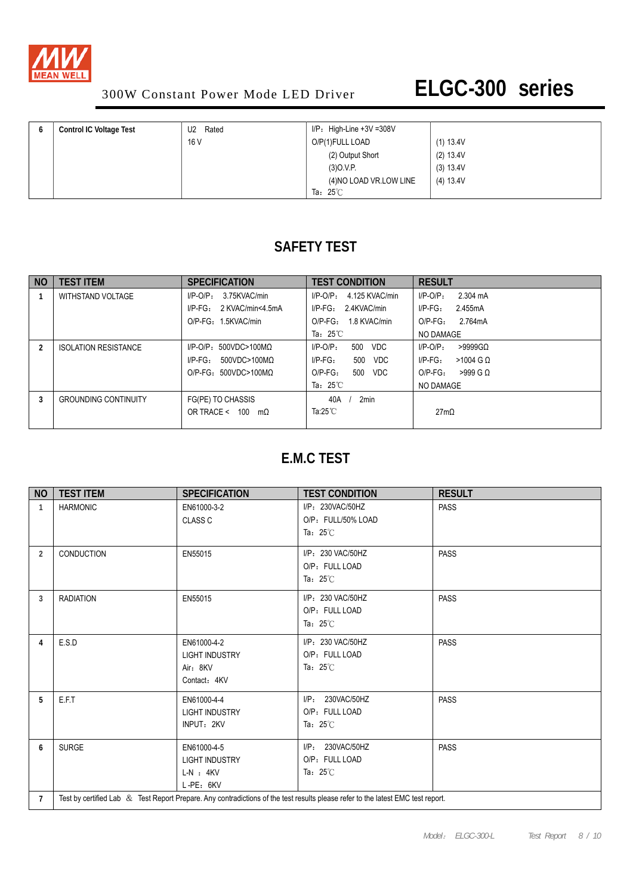| 6 | Control IC Voltage Test | U2 Rated<br>16 V | I/P：High-Line +3V =308V<br>O/P(1)FULL LOAD<br>(2) Output Short<br>(3)O.V.P.<br>(4)NO LOAD VR.LOW LINE<br>Ta：25℃ | (1) 13.4V<br>(2) 13.4V<br>(3) 13.4V<br>(4) 13.4V |
|---|---|---|---|---|

## SAFETY TEST

| NO | TEST ITEM | SPECIFICATION | TEST CONDITION | RESULT |
|---|---|---|---|---|
| 1 | WITHSTAND VOLTAGE | I/P-O/P： 3.75KVAC/min<br>I/P-FG： 2 KVAC/min<4.5mA<br>O/P-FG：1.5KVAC/min | I/P-O/P： 4.125 KVAC/min<br>I/P-FG： 2.4KVAC/min<br>O/P-FG： 1.8 KVAC/min<br>Ta：25℃ | I/P-O/P： 2.304 mA<br>I/P-FG： 2.455mA<br>O/P-FG： 2.764mA<br>NO DAMAGE |
| 2 | ISOLATION RESISTANCE | I/P-O/P：500VDC>100MΩ<br>I/P-FG： 500VDC>100MΩ<br>O/P-FG：500VDC>100MΩ | I/P-O/P： 500 VDC<br>I/P-FG： 500 VDC<br>O/P-FG： 500 VDC<br>Ta：25℃ | I/P-O/P： >9999GΩ<br>I/P-FG： >1004 G Ω<br>O/P-FG： >999 G Ω<br>NO DAMAGE |
| 3 | GROUNDING CONTINUITY | FG(PE) TO CHASSIS<br>OR TRACE < 100 mΩ | 40A / 2min<br>Ta:25℃ | 27mΩ |

## E.M.C TEST

| NO | TEST ITEM | SPECIFICATION | TEST CONDITION | RESULT |
|---|---|---|---|---|
| 1 | HARMONIC | EN61000-3-2<br>CLASS C | I/P：230VAC/50HZ<br>O/P：FULL/50% LOAD<br>Ta：25℃ | PASS |
| 2 | CONDUCTION | EN55015 | I/P：230 VAC/50HZ<br>O/P：FULL LOAD<br>Ta：25℃ | PASS |
| 3 | RADIATION | EN55015 | I/P：230 VAC/50HZ<br>O/P：FULL LOAD<br>Ta：25℃ | PASS |
| 4 | E.S.D | EN61000-4-2<br>LIGHT INDUSTRY<br>Air：8KV<br>Contact：4KV | I/P：230 VAC/50HZ<br>O/P：FULL LOAD<br>Ta：25℃ | PASS |
| 5 | E.F.T | EN61000-4-4<br>LIGHT INDUSTRY<br>INPUT：2KV | I/P： 230VAC/50HZ<br>O/P：FULL LOAD<br>Ta：25℃ | PASS |
| 6 | SURGE | EN61000-4-5<br>LIGHT INDUSTRY<br>L-N ：4KV<br>L-PE：6KV | I/P： 230VAC/50HZ<br>O/P：FULL LOAD<br>Ta：25℃ | PASS |
| 7 | Test by certified Lab ＆ Test Report Prepare. Any contradictions of the test results please refer to the latest EMC test report. | | | |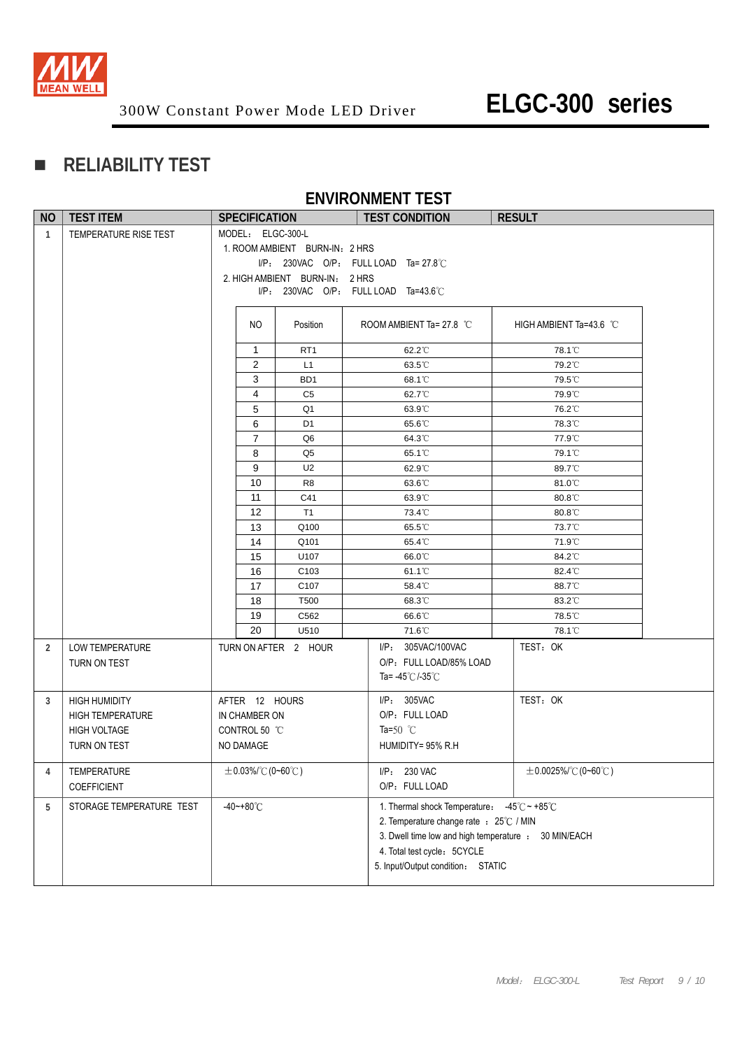## ■ RELIABILITY TEST

### ENVIRONMENT TEST

| NO | TEST ITEM | SPECIFICATION | TEST CONDITION | RESULT |
|---|---|---|---|---|
| 1 | TEMPERATURE RISE TEST | MODEL: ELGC-300-L<br>1. ROOM AMBIENT BURN-IN: 2 HRS<br>I/P: 230VAC O/P: FULL LOAD Ta= 27.8℃<br>2. HIGH AMBIENT BURN-IN: 2 HRS<br>I/P: 230VAC O/P: FULL LOAD Ta=43.6℃ | | |

| NO | Position | ROOM AMBIENT Ta= 27.8 ℃ | HIGH AMBIENT Ta=43.6 ℃ |
|---|---|---|---|
| 1 | RT1 | 62.2℃ | 78.1℃ |
| 2 | L1 | 63.5℃ | 79.2℃ |
| 3 | BD1 | 68.1℃ | 79.5℃ |
| 4 | C5 | 62.7℃ | 79.9℃ |
| 5 | Q1 | 63.9℃ | 76.2℃ |
| 6 | D1 | 65.6℃ | 78.3℃ |
| 7 | Q6 | 64.3℃ | 77.9℃ |
| 8 | Q5 | 65.1℃ | 79.1℃ |
| 9 | U2 | 62.9℃ | 89.7℃ |
| 10 | R8 | 63.6℃ | 81.0℃ |
| 11 | C41 | 63.9℃ | 80.8℃ |
| 12 | T1 | 73.4℃ | 80.8℃ |
| 13 | Q100 | 65.5℃ | 73.7℃ |
| 14 | Q101 | 65.4℃ | 71.9℃ |
| 15 | U107 | 66.0℃ | 84.2℃ |
| 16 | C103 | 61.1℃ | 82.4℃ |
| 17 | C107 | 58.4℃ | 88.7℃ |
| 18 | T500 | 68.3℃ | 83.2℃ |
| 19 | C562 | 66.6℃ | 78.5℃ |
| 20 | U510 | 71.6℃ | 78.1℃ |

| NO | TEST ITEM | SPECIFICATION | TEST CONDITION | RESULT |
|---|---|---|---|---|
| 2 | LOW TEMPERATURE TURN ON TEST | TURN ON AFTER 2 HOUR | I/P: 305VAC/100VAC<br>O/P: FULL LOAD/85% LOAD<br>Ta= -45℃/-35℃ | TEST: OK |
| 3 | HIGH HUMIDITY HIGH TEMPERATURE HIGH VOLTAGE TURN ON TEST | AFTER 12 HOURS IN CHAMBER ON CONTROL 50 ℃ NO DAMAGE | I/P: 305VAC<br>O/P: FULL LOAD<br>Ta=50 ℃<br>HUMIDITY= 95% R.H | TEST: OK |
| 4 | TEMPERATURE COEFFICIENT | ±0.03%/℃(0~60℃) | I/P: 230 VAC<br>O/P: FULL LOAD | ±0.0025%/℃(0~60℃) |
| 5 | STORAGE TEMPERATURE TEST | -40~+80℃ | 1. Thermal shock Temperature: -45℃ ~ +85℃<br>2. Temperature change rate : 25℃ / MIN<br>3. Dwell time low and high temperature : 30 MIN/EACH<br>4. Total test cycle: 5CYCLE<br>5. Input/Output condition: STATIC | |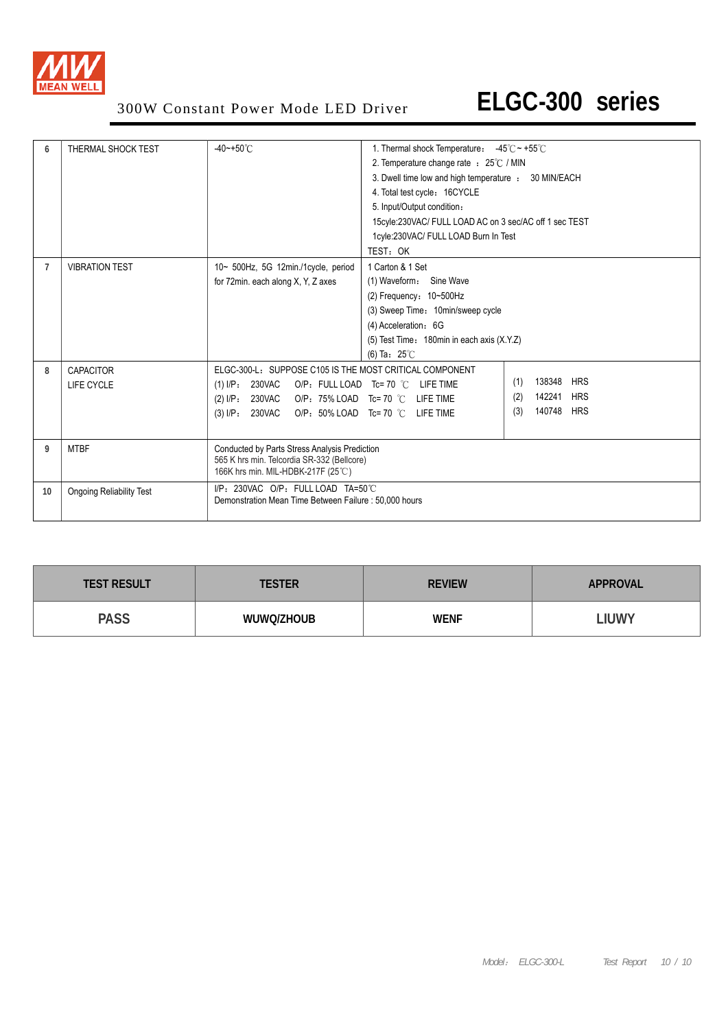300W Constant Power Mode LED Driver

# ELGC-300 series

| | | | |
|---|---|---|---|
| 6 | THERMAL SHOCK TEST | -40~+50℃ | 1. Thermal shock Temperature: -45℃ ~ +55℃<br>2. Temperature change rate : 25℃ / MIN<br>3. Dwell time low and high temperature : 30 MIN/EACH<br>4. Total test cycle: 16CYCLE<br>5. Input/Output condition:<br>15cyle:230VAC/ FULL LOAD AC on 3 sec/AC off 1 sec TEST<br>1cyle:230VAC/ FULL LOAD Burn In Test<br>TEST: OK |
| 7 | VIBRATION TEST | 10~ 500Hz, 5G 12min./1cycle, period for 72min. each along X, Y, Z axes | 1 Carton & 1 Set<br>(1) Waveform: Sine Wave<br>(2) Frequency: 10~500Hz<br>(3) Sweep Time: 10min/sweep cycle<br>(4) Acceleration: 6G<br>(5) Test Time: 180min in each axis (X.Y.Z)<br>(6) Ta: 25℃ |
| 8 | CAPACITOR LIFE CYCLE | ELGC-300-L: SUPPOSE C105 IS THE MOST CRITICAL COMPONENT<br>(1) I/P: 230VAC O/P: FULL LOAD Tc= 70 ℃ LIFE TIME<br>(2) I/P: 230VAC O/P: 75% LOAD Tc= 70 ℃ LIFE TIME<br>(3) I/P: 230VAC O/P: 50% LOAD Tc= 70 ℃ LIFE TIME | (1) 138348 HRS<br>(2) 142241 HRS<br>(3) 140748 HRS |
| 9 | MTBF | Conducted by Parts Stress Analysis Prediction<br>565 K hrs min. Telcordia SR-332 (Bellcore)<br>166K hrs min. MIL-HDBK-217F (25℃) | |
| 10 | Ongoing Reliability Test | I/P: 230VAC O/P: FULL LOAD TA=50℃<br>Demonstration Mean Time Between Failure : 50,000 hours | |

| TEST RESULT | TESTER | REVIEW | APPROVAL |
|---|---|---|---|
| PASS | WUWQ/ZHOUB | WENF | LIUWY |